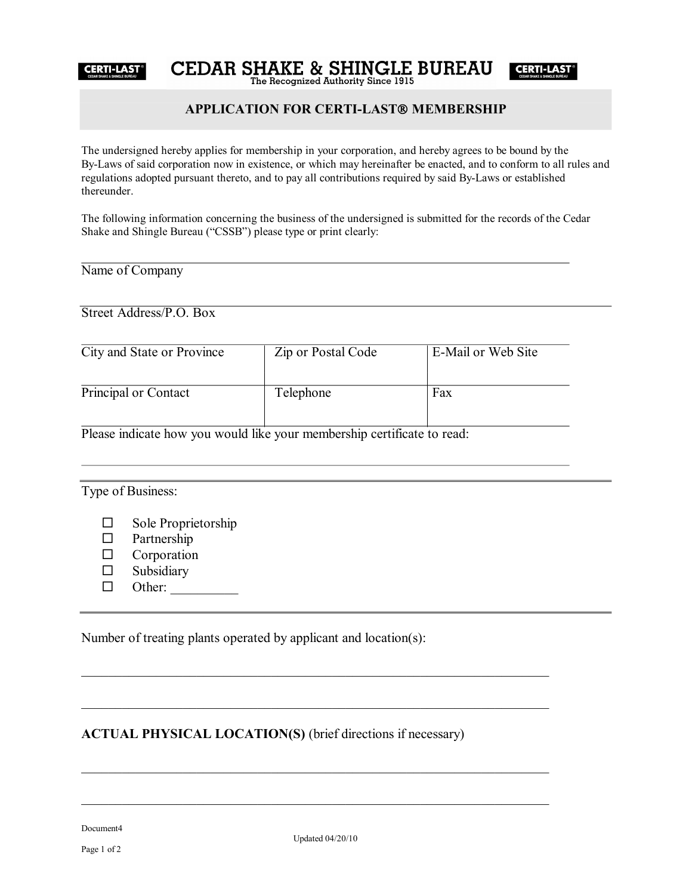CERTI-LAST® CEDAR SHAKE & SHINGLE BUREAU CERTI-LAST®

The Recognized Authority Since 1915

# APPLICATION FOR CERTI-LAST® MEMBERSHIP

The undersigned hereby applies for membership in your corporation, and hereby agrees to be bound by the By-Laws of said corporation now in existence, or which may hereinafter be enacted, and to conform to all rules and regulations adopted pursuant thereto, and to pay all contributions required by said By-Laws or established thereunder.

The following information concerning the business of the undersigned is submitted for the records of the Cedar Shake and Shingle Bureau ("CSSB") please type or print clearly:

\_\_\_\_\_\_\_\_\_\_\_\_\_\_\_\_\_\_\_\_\_\_\_\_\_\_\_\_\_\_\_\_\_\_\_\_\_\_\_\_\_\_\_\_\_\_\_\_\_\_\_\_\_\_\_\_\_\_\_\_\_\_\_\_\_\_\_\_\_\_

Name of Company

\_\_\_\_\_\_\_\_\_\_\_\_\_\_\_\_\_\_\_\_\_\_\_\_\_\_\_\_\_\_\_\_\_\_\_\_\_\_\_\_\_\_\_\_\_\_\_\_\_\_\_\_\_\_\_\_\_\_\_\_\_\_\_\_\_\_\_\_\_\_

Street Address/P.O. Box

| | | |
|---|---|---|
| City and State or Province | Zip or Postal Code | E-Mail or Web Site |
| Principal or Contact | Telephone | Fax |

Please indicate how you would like your membership certificate to read:

\_\_\_\_\_\_\_\_\_\_\_\_\_\_\_\_\_\_\_\_\_\_\_\_\_\_\_\_\_\_\_\_\_\_\_\_\_\_\_\_\_\_\_\_\_\_\_\_\_\_\_\_\_\_\_\_\_\_\_\_\_\_\_\_\_\_\_\_\_\_

Type of Business:

- ☐ Sole Proprietorship
- ☐ Partnership
- ☐ Corporation
- ☐ Subsidiary
- ☐ Other: \_\_\_\_\_\_\_\_\_\_

Number of treating plants operated by applicant and location(s):

\_\_\_\_\_\_\_\_\_\_\_\_\_\_\_\_\_\_\_\_\_\_\_\_\_\_\_\_\_\_\_\_\_\_\_\_\_\_\_\_\_\_\_\_\_\_\_\_\_\_\_\_\_\_\_\_\_\_\_\_\_\_\_\_\_\_\_\_\_\_

\_\_\_\_\_\_\_\_\_\_\_\_\_\_\_\_\_\_\_\_\_\_\_\_\_\_\_\_\_\_\_\_\_\_\_\_\_\_\_\_\_\_\_\_\_\_\_\_\_\_\_\_\_\_\_\_\_\_\_\_\_\_\_\_\_\_\_\_\_\_

**ACTUAL PHYSICAL LOCATION(S)** (brief directions if necessary)

\_\_\_\_\_\_\_\_\_\_\_\_\_\_\_\_\_\_\_\_\_\_\_\_\_\_\_\_\_\_\_\_\_\_\_\_\_\_\_\_\_\_\_\_\_\_\_\_\_\_\_\_\_\_\_\_\_\_\_\_\_\_\_\_\_\_\_\_\_\_

\_\_\_\_\_\_\_\_\_\_\_\_\_\_\_\_\_\_\_\_\_\_\_\_\_\_\_\_\_\_\_\_\_\_\_\_\_\_\_\_\_\_\_\_\_\_\_\_\_\_\_\_\_\_\_\_\_\_\_\_\_\_\_\_\_\_\_\_\_\_

Document4

Updated 04/20/10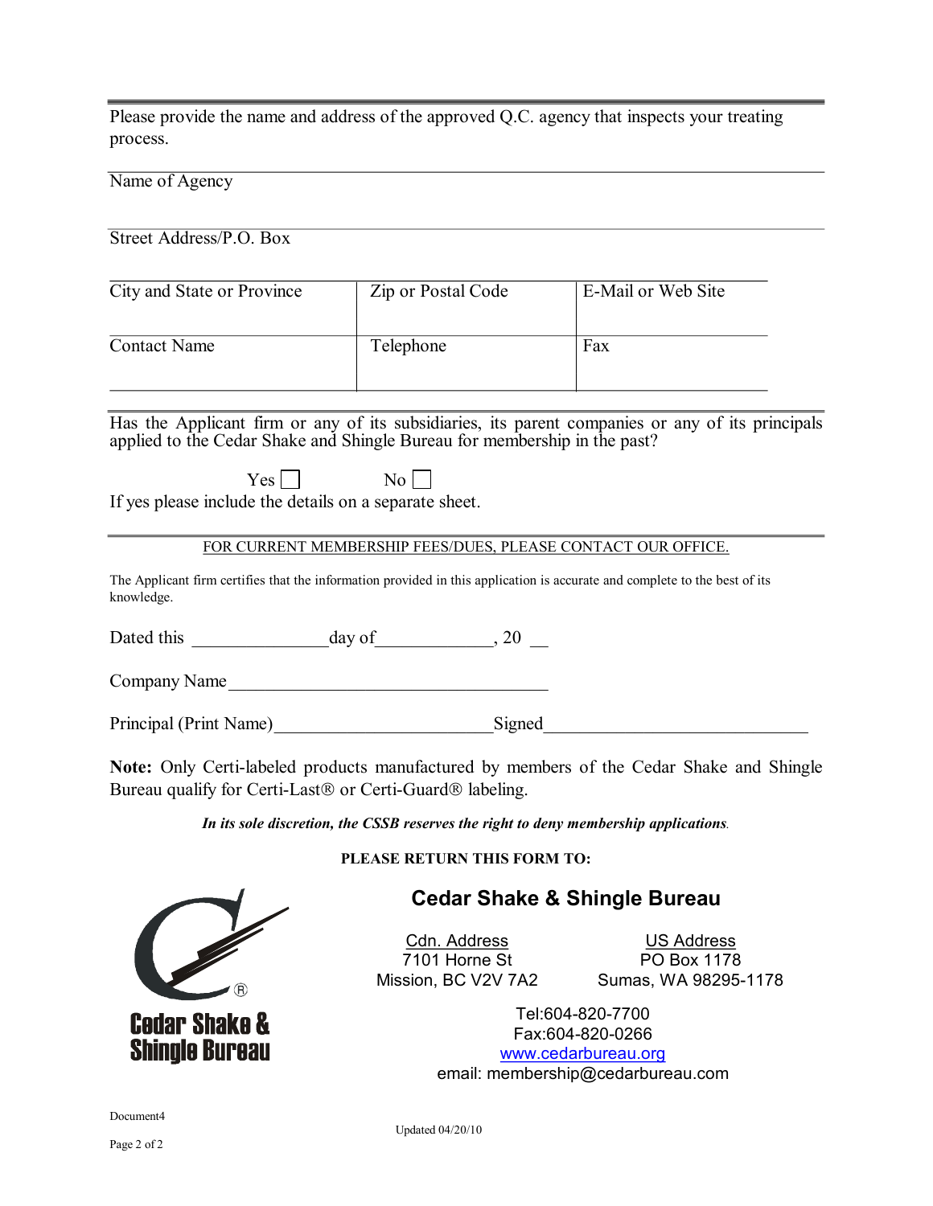Please provide the name and address of the approved Q.C. agency that inspects your treating process.

Name of Agency

Street Address/P.O. Box

| | | |
|---|---|---|
| City and State or Province | Zip or Postal Code | E-Mail or Web Site |
| Contact Name | Telephone | Fax |

Has the Applicant firm or any of its subsidiaries, its parent companies or any of its principals applied to the Cedar Shake and Shingle Bureau for membership in the past?

Yes ☐ No ☐

If yes please include the details on a separate sheet.

FOR CURRENT MEMBERSHIP FEES/DUES, PLEASE CONTACT OUR OFFICE.

The Applicant firm certifies that the information provided in this application is accurate and complete to the best of its knowledge.

Dated this _______________ day of _____________, 20 __

Company Name ___________________________________

Principal (Print Name) ________________________ Signed ____________________________

**Note:** Only Certi-labeled products manufactured by members of the Cedar Shake and Shingle Bureau qualify for Certi-Last® or Certi-Guard® labeling.

***In its sole discretion, the CSSB reserves the right to deny membership applications.***

**PLEASE RETURN THIS FORM TO:**

## Cedar Shake & Shingle Bureau

Cedar Shake & Shingle Bureau

| Cdn. Address | US Address |
|---|---|
| 7101 Horne St | PO Box 1178 |
| Mission, BC V2V 7A2 | Sumas, WA 98295-1178 |

Tel:604-820-7700
Fax:604-820-0266
www.cedarbureau.org
email: membership@cedarbureau.com

Document4

Updated 04/20/10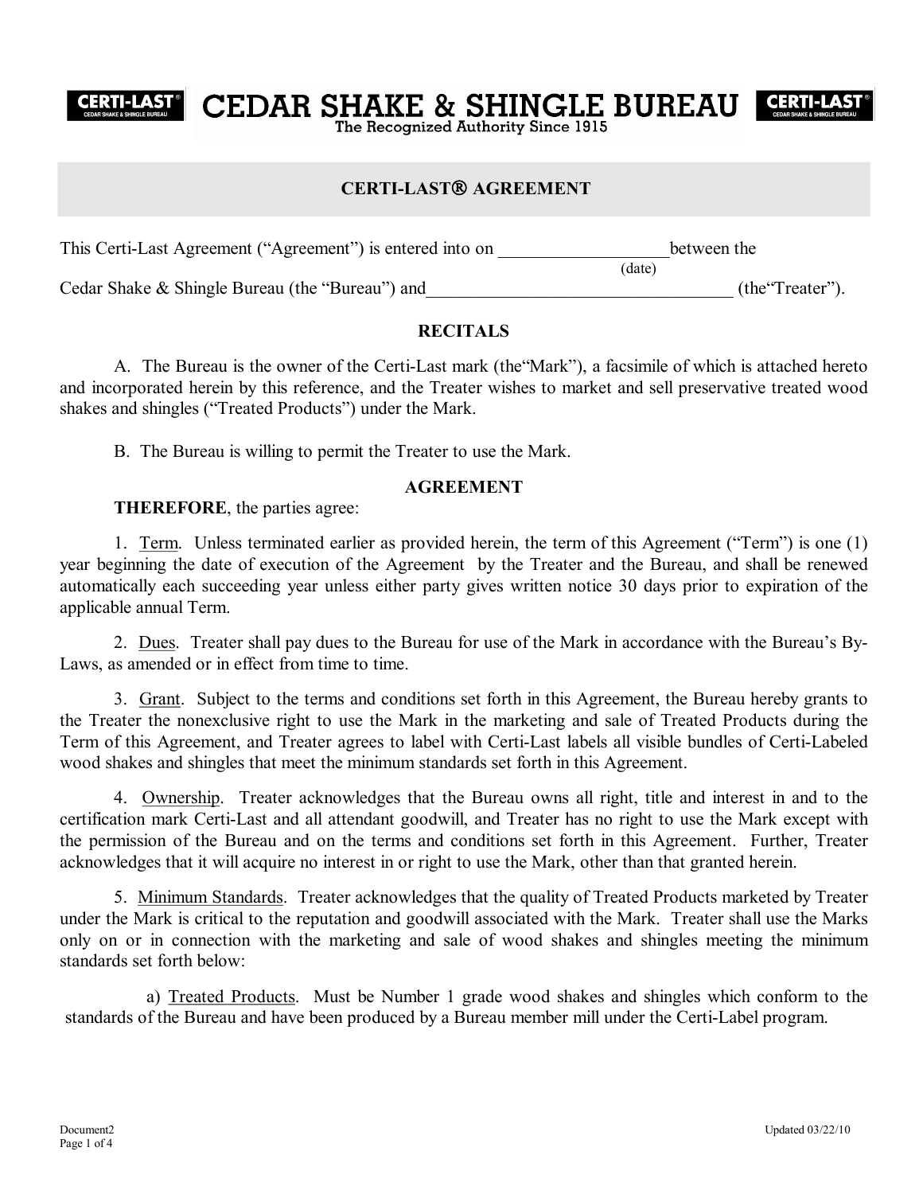# CEDAR SHAKE & SHINGLE BUREAU

The Recognized Authority Since 1915

## CERTI-LAST® AGREEMENT

This Certi-Last Agreement ("Agreement") is entered into on ___________________ between the
(date)
Cedar Shake & Shingle Bureau (the "Bureau") and__________________________________ (the"Treater").

### RECITALS

A. The Bureau is the owner of the Certi-Last mark (the"Mark"), a facsimile of which is attached hereto and incorporated herein by this reference, and the Treater wishes to market and sell preservative treated wood shakes and shingles ("Treated Products") under the Mark.

B. The Bureau is willing to permit the Treater to use the Mark.

### AGREEMENT

**THEREFORE**, the parties agree:

1. Term. Unless terminated earlier as provided herein, the term of this Agreement ("Term") is one (1) year beginning the date of execution of the Agreement by the Treater and the Bureau, and shall be renewed automatically each succeeding year unless either party gives written notice 30 days prior to expiration of the applicable annual Term.

2. Dues. Treater shall pay dues to the Bureau for use of the Mark in accordance with the Bureau's By-Laws, as amended or in effect from time to time.

3. Grant. Subject to the terms and conditions set forth in this Agreement, the Bureau hereby grants to the Treater the nonexclusive right to use the Mark in the marketing and sale of Treated Products during the Term of this Agreement, and Treater agrees to label with Certi-Last labels all visible bundles of Certi-Labeled wood shakes and shingles that meet the minimum standards set forth in this Agreement.

4. Ownership. Treater acknowledges that the Bureau owns all right, title and interest in and to the certification mark Certi-Last and all attendant goodwill, and Treater has no right to use the Mark except with the permission of the Bureau and on the terms and conditions set forth in this Agreement. Further, Treater acknowledges that it will acquire no interest in or right to use the Mark, other than that granted herein.

5. Minimum Standards. Treater acknowledges that the quality of Treated Products marketed by Treater under the Mark is critical to the reputation and goodwill associated with the Mark. Treater shall use the Marks only on or in connection with the marketing and sale of wood shakes and shingles meeting the minimum standards set forth below:

a) Treated Products. Must be Number 1 grade wood shakes and shingles which conform to the standards of the Bureau and have been produced by a Bureau member mill under the Certi-Label program.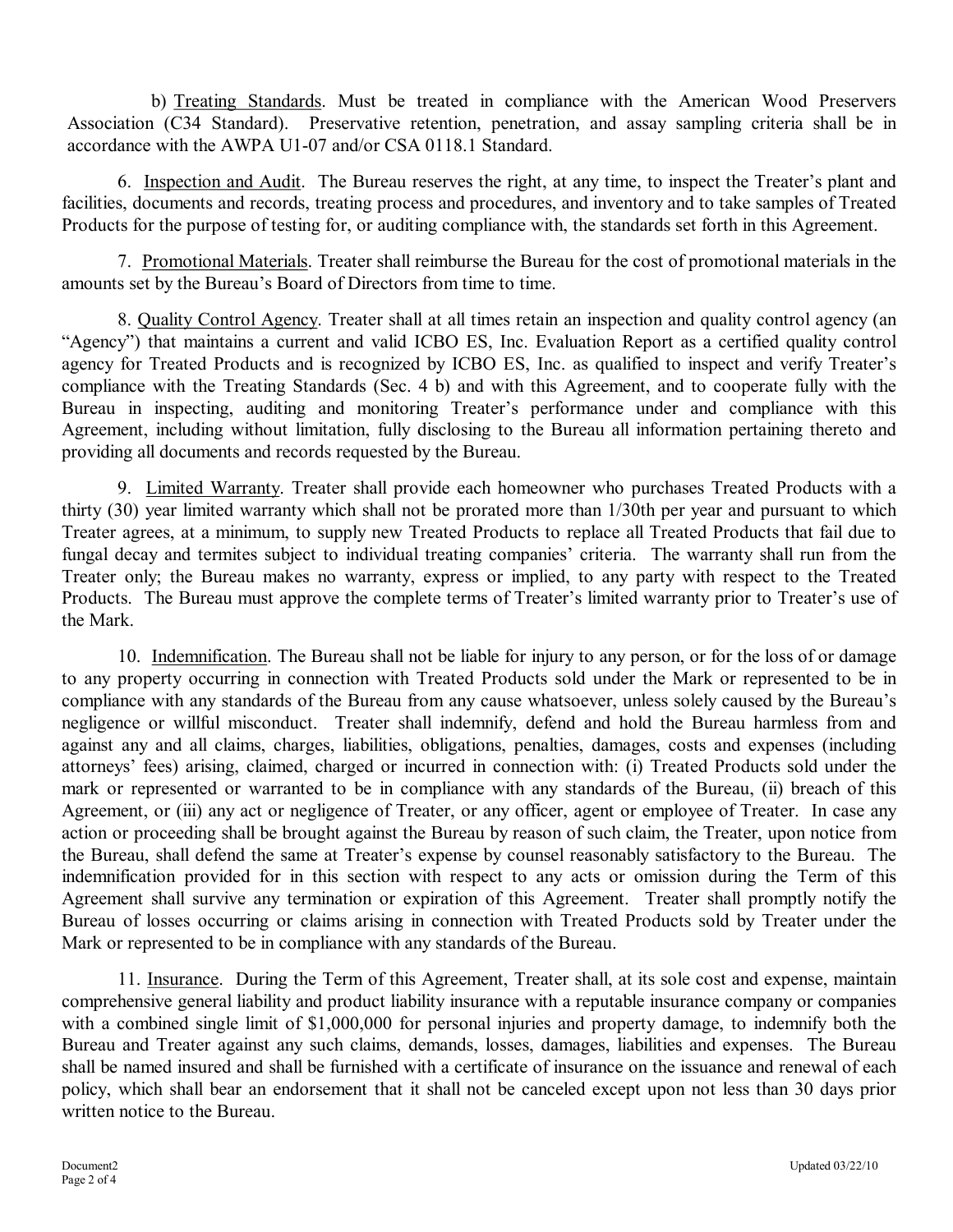b) Treating Standards. Must be treated in compliance with the American Wood Preservers Association (C34 Standard). Preservative retention, penetration, and assay sampling criteria shall be in accordance with the AWPA U1-07 and/or CSA 0118.1 Standard.

6. Inspection and Audit. The Bureau reserves the right, at any time, to inspect the Treater's plant and facilities, documents and records, treating process and procedures, and inventory and to take samples of Treated Products for the purpose of testing for, or auditing compliance with, the standards set forth in this Agreement.

7. Promotional Materials. Treater shall reimburse the Bureau for the cost of promotional materials in the amounts set by the Bureau's Board of Directors from time to time.

8. Quality Control Agency. Treater shall at all times retain an inspection and quality control agency (an "Agency") that maintains a current and valid ICBO ES, Inc. Evaluation Report as a certified quality control agency for Treated Products and is recognized by ICBO ES, Inc. as qualified to inspect and verify Treater's compliance with the Treating Standards (Sec. 4 b) and with this Agreement, and to cooperate fully with the Bureau in inspecting, auditing and monitoring Treater's performance under and compliance with this Agreement, including without limitation, fully disclosing to the Bureau all information pertaining thereto and providing all documents and records requested by the Bureau.

9. Limited Warranty. Treater shall provide each homeowner who purchases Treated Products with a thirty (30) year limited warranty which shall not be prorated more than 1/30th per year and pursuant to which Treater agrees, at a minimum, to supply new Treated Products to replace all Treated Products that fail due to fungal decay and termites subject to individual treating companies' criteria. The warranty shall run from the Treater only; the Bureau makes no warranty, express or implied, to any party with respect to the Treated Products. The Bureau must approve the complete terms of Treater's limited warranty prior to Treater's use of the Mark.

10. Indemnification. The Bureau shall not be liable for injury to any person, or for the loss of or damage to any property occurring in connection with Treated Products sold under the Mark or represented to be in compliance with any standards of the Bureau from any cause whatsoever, unless solely caused by the Bureau's negligence or willful misconduct. Treater shall indemnify, defend and hold the Bureau harmless from and against any and all claims, charges, liabilities, obligations, penalties, damages, costs and expenses (including attorneys' fees) arising, claimed, charged or incurred in connection with: (i) Treated Products sold under the mark or represented or warranted to be in compliance with any standards of the Bureau, (ii) breach of this Agreement, or (iii) any act or negligence of Treater, or any officer, agent or employee of Treater. In case any action or proceeding shall be brought against the Bureau by reason of such claim, the Treater, upon notice from the Bureau, shall defend the same at Treater's expense by counsel reasonably satisfactory to the Bureau. The indemnification provided for in this section with respect to any acts or omission during the Term of this Agreement shall survive any termination or expiration of this Agreement. Treater shall promptly notify the Bureau of losses occurring or claims arising in connection with Treated Products sold by Treater under the Mark or represented to be in compliance with any standards of the Bureau.

11. Insurance. During the Term of this Agreement, Treater shall, at its sole cost and expense, maintain comprehensive general liability and product liability insurance with a reputable insurance company or companies with a combined single limit of $1,000,000 for personal injuries and property damage, to indemnify both the Bureau and Treater against any such claims, demands, losses, damages, liabilities and expenses. The Bureau shall be named insured and shall be furnished with a certificate of insurance on the issuance and renewal of each policy, which shall bear an endorsement that it shall not be canceled except upon not less than 30 days prior written notice to the Bureau.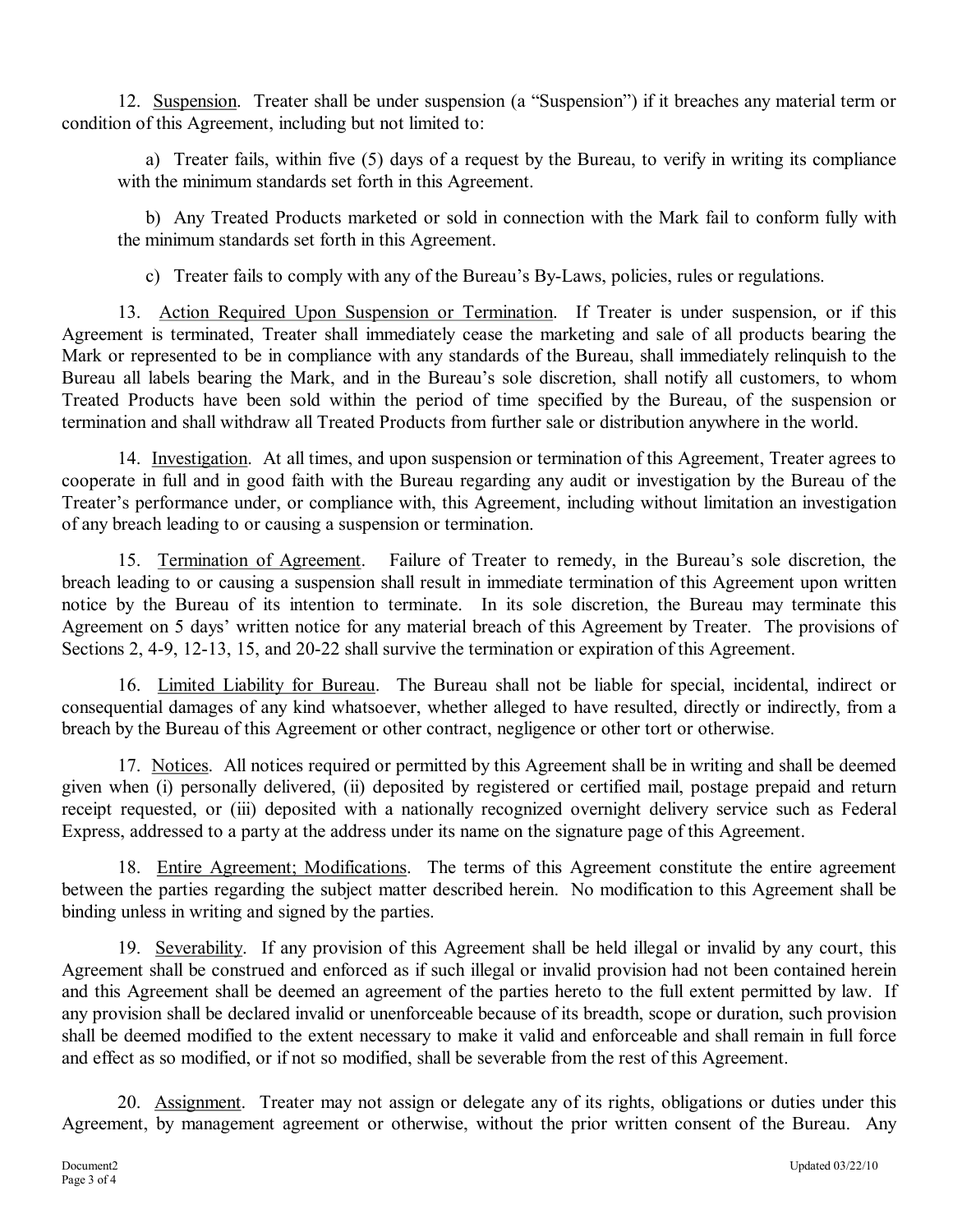12. Suspension. Treater shall be under suspension (a "Suspension") if it breaches any material term or condition of this Agreement, including but not limited to:

a) Treater fails, within five (5) days of a request by the Bureau, to verify in writing its compliance with the minimum standards set forth in this Agreement.

b) Any Treated Products marketed or sold in connection with the Mark fail to conform fully with the minimum standards set forth in this Agreement.

c) Treater fails to comply with any of the Bureau's By-Laws, policies, rules or regulations.

13. Action Required Upon Suspension or Termination. If Treater is under suspension, or if this Agreement is terminated, Treater shall immediately cease the marketing and sale of all products bearing the Mark or represented to be in compliance with any standards of the Bureau, shall immediately relinquish to the Bureau all labels bearing the Mark, and in the Bureau's sole discretion, shall notify all customers, to whom Treated Products have been sold within the period of time specified by the Bureau, of the suspension or termination and shall withdraw all Treated Products from further sale or distribution anywhere in the world.

14. Investigation. At all times, and upon suspension or termination of this Agreement, Treater agrees to cooperate in full and in good faith with the Bureau regarding any audit or investigation by the Bureau of the Treater's performance under, or compliance with, this Agreement, including without limitation an investigation of any breach leading to or causing a suspension or termination.

15. Termination of Agreement. Failure of Treater to remedy, in the Bureau's sole discretion, the breach leading to or causing a suspension shall result in immediate termination of this Agreement upon written notice by the Bureau of its intention to terminate. In its sole discretion, the Bureau may terminate this Agreement on 5 days' written notice for any material breach of this Agreement by Treater. The provisions of Sections 2, 4-9, 12-13, 15, and 20-22 shall survive the termination or expiration of this Agreement.

16. Limited Liability for Bureau. The Bureau shall not be liable for special, incidental, indirect or consequential damages of any kind whatsoever, whether alleged to have resulted, directly or indirectly, from a breach by the Bureau of this Agreement or other contract, negligence or other tort or otherwise.

17. Notices. All notices required or permitted by this Agreement shall be in writing and shall be deemed given when (i) personally delivered, (ii) deposited by registered or certified mail, postage prepaid and return receipt requested, or (iii) deposited with a nationally recognized overnight delivery service such as Federal Express, addressed to a party at the address under its name on the signature page of this Agreement.

18. Entire Agreement; Modifications. The terms of this Agreement constitute the entire agreement between the parties regarding the subject matter described herein. No modification to this Agreement shall be binding unless in writing and signed by the parties.

19. Severability. If any provision of this Agreement shall be held illegal or invalid by any court, this Agreement shall be construed and enforced as if such illegal or invalid provision had not been contained herein and this Agreement shall be deemed an agreement of the parties hereto to the full extent permitted by law. If any provision shall be declared invalid or unenforceable because of its breadth, scope or duration, such provision shall be deemed modified to the extent necessary to make it valid and enforceable and shall remain in full force and effect as so modified, or if not so modified, shall be severable from the rest of this Agreement.

20. Assignment. Treater may not assign or delegate any of its rights, obligations or duties under this Agreement, by management agreement or otherwise, without the prior written consent of the Bureau. Any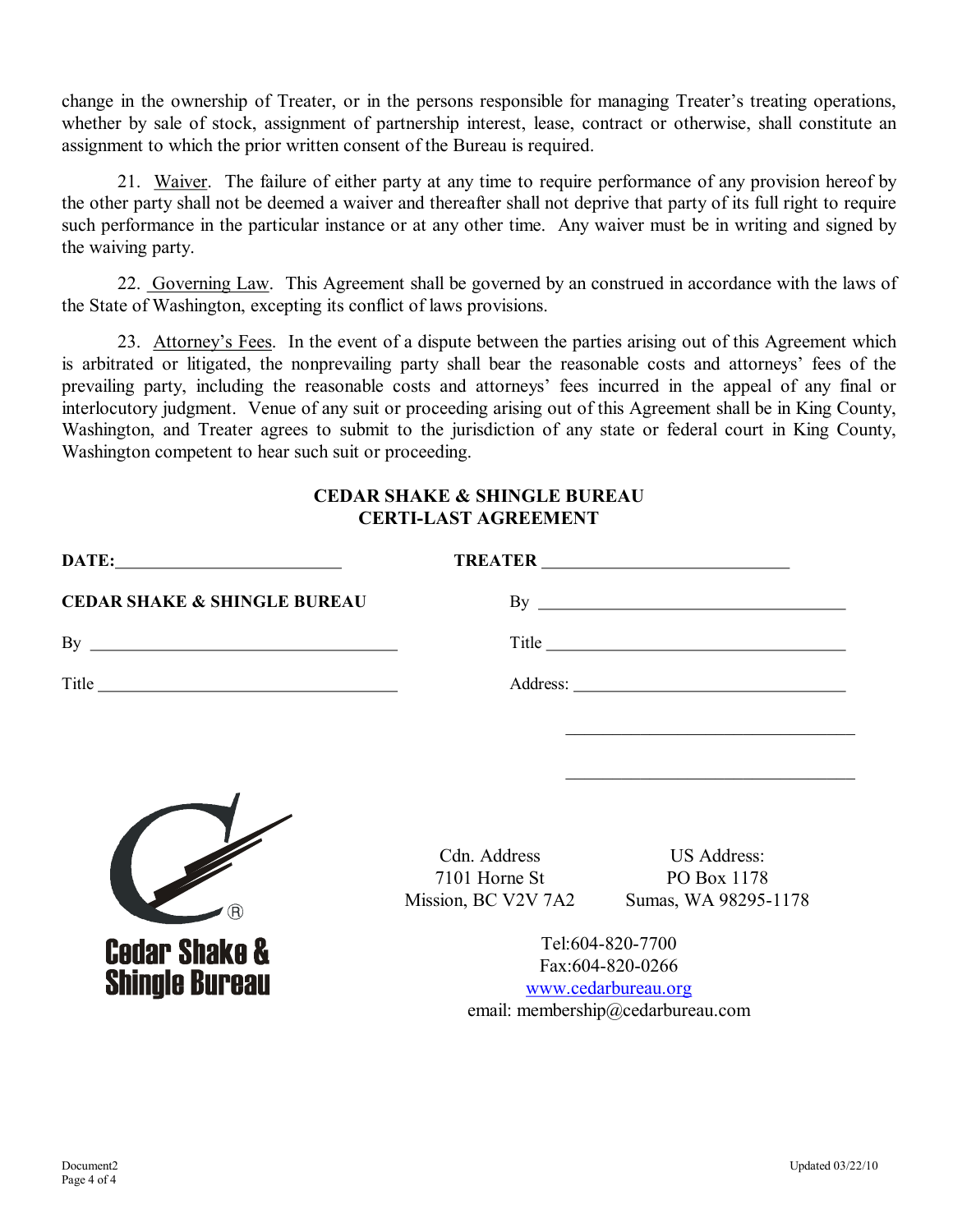change in the ownership of Treater, or in the persons responsible for managing Treater's treating operations, whether by sale of stock, assignment of partnership interest, lease, contract or otherwise, shall constitute an assignment to which the prior written consent of the Bureau is required.

21. Waiver. The failure of either party at any time to require performance of any provision hereof by the other party shall not be deemed a waiver and thereafter shall not deprive that party of its full right to require such performance in the particular instance or at any other time. Any waiver must be in writing and signed by the waiving party.

22. Governing Law. This Agreement shall be governed by an construed in accordance with the laws of the State of Washington, excepting its conflict of laws provisions.

23. Attorney's Fees. In the event of a dispute between the parties arising out of this Agreement which is arbitrated or litigated, the nonprevailing party shall bear the reasonable costs and attorneys' fees of the prevailing party, including the reasonable costs and attorneys' fees incurred in the appeal of any final or interlocutory judgment. Venue of any suit or proceeding arising out of this Agreement shall be in King County, Washington, and Treater agrees to submit to the jurisdiction of any state or federal court in King County, Washington competent to hear such suit or proceeding.

**CEDAR SHAKE & SHINGLE BUREAU**
**CERTI-LAST AGREEMENT**

**DATE:**__________________________

**TREATER** ____________________________

By ____________________________________

Title __________________________________

Address: _______________________________

_______________________________

_______________________________

**CEDAR SHAKE & SHINGLE BUREAU**

By ____________________________________

Title __________________________________

Cedar Shake & Shingle Bureau

Cdn. Address
7101 Horne St
Mission, BC V2V 7A2

US Address:
PO Box 1178
Sumas, WA 98295-1178

Tel:604-820-7700
Fax:604-820-0266
www.cedarbureau.org
email: membership@cedarbureau.com

Document2

Updated 03/22/10